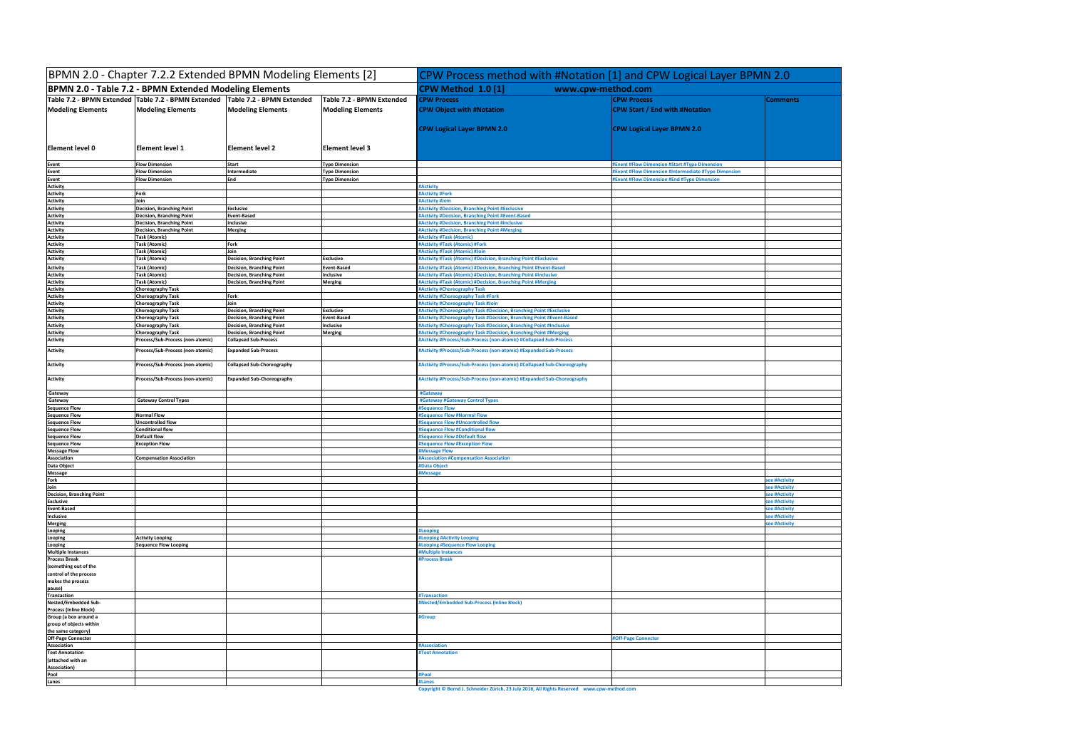| BPMN 2.0 - Chapter 7.2.2 Extended BPMN Modeling Elements [2] | | | | CPW Process method with #Notation [1] and CPW Logical Layer BPMN 2.0 | | |
|---|---|---|---|---|---|---|
| **BPMN 2.0 - Table 7.2 - BPMN Extended Modeling Elements** | | | | **CPW Method 1.0 [1] www.cpw-method.com** | | |
| **Table 7.2 - BPMN Extended Modeling Elements** | **Table 7.2 - BPMN Extended Modeling Elements** | **Table 7.2 - BPMN Extended Modeling Elements** | **Table 7.2 - BPMN Extended Modeling Elements** | **CPW Process CPW Object with #Notation CPW Logical Layer BPMN 2.0** | **CPW Process CPW Start / End with #Notation CPW Logical Layer BPMN 2.0** | **Comments** |
| **Element level 0** | **Element level 1** | **Element level 2** | **Element level 3** | | | |
| Event | Flow Dimension | Start | Type Dimension | | #Event #Flow Dimension #Start #Type Dimension | |
| Event | Flow Dimension | Intermediate | Type Dimension | | #Event #Flow Dimension #Intermediate #Type Dimension | |
| Event | Flow Dimension | End | Type Dimension | | #Event #Flow Dimension #End #Type Dimension | |
| Activity | | | | #Activity | | |
| Activity | Fork | | | #Activity #Fork | | |
| Activity | Join | | | #Activity #Join | | |
| Activity | Decision, Branching Point | Exclusive | | #Activity #Decision, Branching Point #Exclusive | | |
| Activity | Decision, Branching Point | Event-Based | | #Activity #Decision, Branching Point #Event-Based | | |
| Activity | Decision, Branching Point | Inclusive | | #Activity #Decision, Branching Point #Inclusive | | |
| Activity | Decision, Branching Point | Merging | | #Activity #Decision, Branching Point #Merging | | |
| Activity | Task (Atomic) | | | #Activity #Task (Atomic) | | |
| Activity | Task (Atomic) | Fork | | #Activity #Task (Atomic) #Fork | | |
| Activity | Task (Atomic) | Join | | #Activity #Task (Atomic) #Join | | |
| Activity | Task (Atomic) | Decision, Branching Point | Exclusive | #Activity #Task (Atomic) #Decision, Branching Point #Exclusive | | |
| Activity | Task (Atomic) | Decision, Branching Point | Event-Based | #Activity #Task (Atomic) #Decision, Branching Point #Event-Based | | |
| Activity | Task (Atomic) | Decision, Branching Point | Inclusive | #Activity #Task (Atomic) #Decision, Branching Point #Inclusive | | |
| Activity | Task (Atomic) | Decision, Branching Point | Merging | #Activity #Task (Atomic) #Decision, Branching Point #Merging | | |
| Activity | Choreography Task | | | #Activity #Choreography Task | | |
| Activity | Choreography Task | Fork | | #Activity #Choreography Task #Fork | | |
| Activity | Choreography Task | Join | | #Activity #Choreography Task #Join | | |
| Activity | Choreography Task | Decision, Branching Point | Exclusive | #Activity #Choreography Task #Decision, Branching Point #Exclusive | | |
| Activity | Choreography Task | Decision, Branching Point | Event-Based | #Activity #Choreography Task #Decision, Branching Point #Event-Based | | |
| Activity | Choreography Task | Decision, Branching Point | Inclusive | #Activity #Choreography Task #Decision, Branching Point #Inclusive | | |
| Activity | Choreography Task | Decision, Branching Point | Merging | #Activity #Choreography Task #Decision, Branching Point #Merging | | |
| Activity | Process/Sub-Process (non-atomic) | Collapsed Sub-Process | | #Activity #Process/Sub-Process (non-atomic) #Collapsed Sub-Process | | |
| Activity | Process/Sub-Process (non-atomic) | Expanded Sub-Process | | #Activity #Process/Sub-Process (non-atomic) #Expanded Sub-Process | | |
| Activity | Process/Sub-Process (non-atomic) | Collapsed Sub-Choreography | | #Activity #Process/Sub-Process (non-atomic) #Collapsed Sub-Choreography | | |
| Activity | Process/Sub-Process (non-atomic) | Expanded Sub-Choreography | | #Activity #Process/Sub-Process (non-atomic) #Expanded Sub-Choreography | | |
| Gateway | | | | #Gateway | | |
| Gateway | Gateway Control Types | | | #Gateway #Gateway Control Types | | |
| Sequence Flow | | | | #Sequence Flow | | |
| Sequence Flow | Normal Flow | | | #Sequence Flow #Normal Flow | | |
| Sequence Flow | Uncontrolled flow | | | #Sequence Flow #Uncontrolled flow | | |
| Sequence Flow | Conditional flow | | | #Sequence Flow #Conditional flow | | |
| Sequence Flow | Default flow | | | #Sequence Flow #Default flow | | |
| Sequence Flow | Exception Flow | | | #Sequence Flow #Exception Flow | | |
| Message Flow | | | | #Message Flow | | |
| Association | Compensation Association | | | #Association #Compensation Association | | |
| Data Object | | | | #Data Object | | |
| Message | | | | #Message | | |
| Fork | | | | | | see #Activity |
| Join | | | | | | see #Activity |
| Decision, Branching Point | | | | | | see #Activity |
| Exclusive | | | | | | see #Activity |
| Event-Based | | | | | | see #Activity |
| Inclusive | | | | | | see #Activity |
| Merging | | | | | | see #Activity |
| Looping | | | | #Looping | | |
| Looping | Activity Looping | | | #Looping #Activity Looping | | |
| Looping | Sequence Flow Looping | | | #Looping #Sequence Flow Looping | | |
| Multiple Instances | | | | #Multiple Instances | | |
| Process Break (something out of the control of the process makes the process pause) | | | | #Process Break | | |
| Transaction | | | | #Transaction | | |
| Nested/Embedded Sub-Process (Inline Block) | | | | #Nested/Embedded Sub-Process (Inline Block) | | |
| Group (a box around a group of objects within the same category) | | | | #Group | | |
| Off-Page Connector | | | | | #Off-Page Connector | |
| Association | | | | #Association | | |
| Text Annotation (attached with an Association) | | | | #Text Annotation | | |
| Pool | | | | #Pool | | |
| Lanes | | | | #Lanes | | |

Copyright © Bernd J. Schneider Zürich, 23 July 2016, All Rights Reserved www.cpw-method.com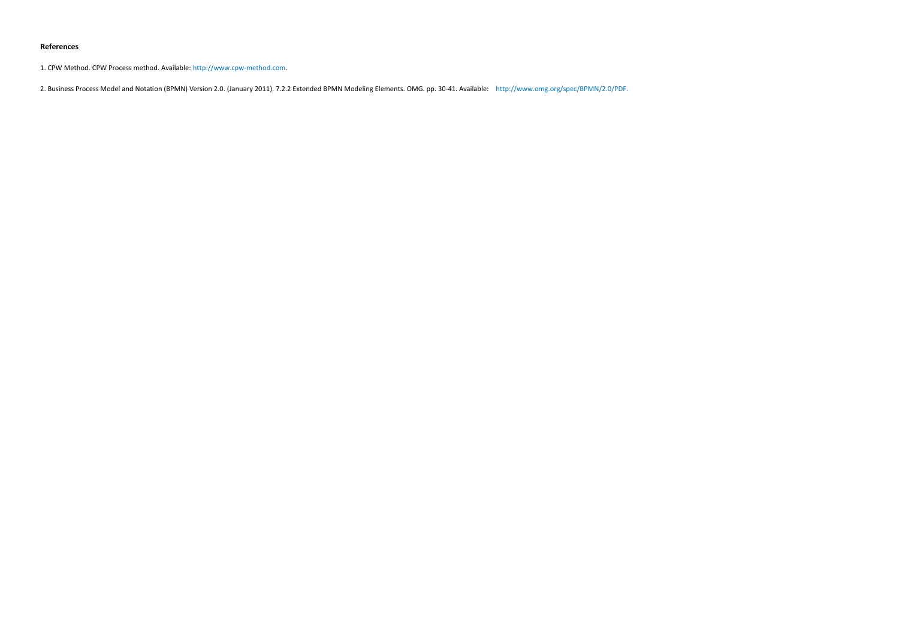**References**

1. CPW Method. CPW Process method. Available: http://www.cpw-method.com.

2. Business Process Model and Notation (BPMN) Version 2.0. (January 2011). 7.2.2 Extended BPMN Modeling Elements. OMG. pp. 30-41. Available: http://www.omg.org/spec/BPMN/2.0/PDF.